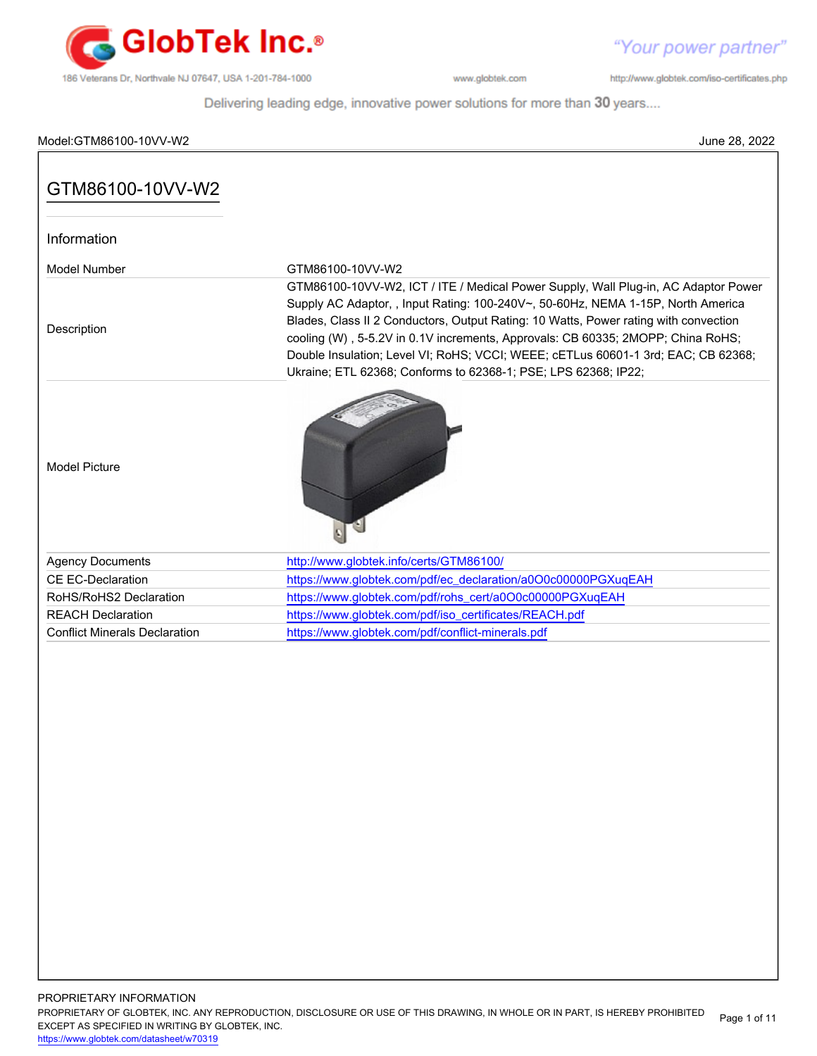# GTM86100-10VV-W2

## Information

| | |
|---|---|
| Model Number | GTM86100-10VV-W2 |
| Description | GTM86100-10VV-W2, ICT / ITE / Medical Power Supply, Wall Plug-in, AC Adaptor Power Supply AC Adaptor, , Input Rating: 100-240V~, 50-60Hz, NEMA 1-15P, North America Blades, Class II 2 Conductors, Output Rating: 10 Watts, Power rating with convection cooling (W) , 5-5.2V in 0.1V increments, Approvals: CB 60335; 2MOPP; China RoHS; Double Insulation; Level VI; RoHS; VCCI; WEEE; cETLus 60601-1 3rd; EAC; CB 62368; Ukraine; ETL 62368; Conforms to 62368-1; PSE; LPS 62368; IP22; |
| Model Picture | |
| Agency Documents | http://www.globtek.info/certs/GTM86100/ |
| CE EC-Declaration | https://www.globtek.com/pdf/ec_declaration/a0O0c00000PGXuqEAH |
| RoHS/RoHS2 Declaration | https://www.globtek.com/pdf/rohs_cert/a0O0c00000PGXuqEAH |
| REACH Declaration | https://www.globtek.com/pdf/iso_certificates/REACH.pdf |
| Conflict Minerals Declaration | https://www.globtek.com/pdf/conflict-minerals.pdf |

PROPRIETARY INFORMATION

PROPRIETARY OF GLOBTEK, INC. ANY REPRODUCTION, DISCLOSURE OR USE OF THIS DRAWING, IN WHOLE OR IN PART, IS HEREBY PROHIBITED EXCEPT AS SPECIFIED IN WRITING BY GLOBTEK, INC.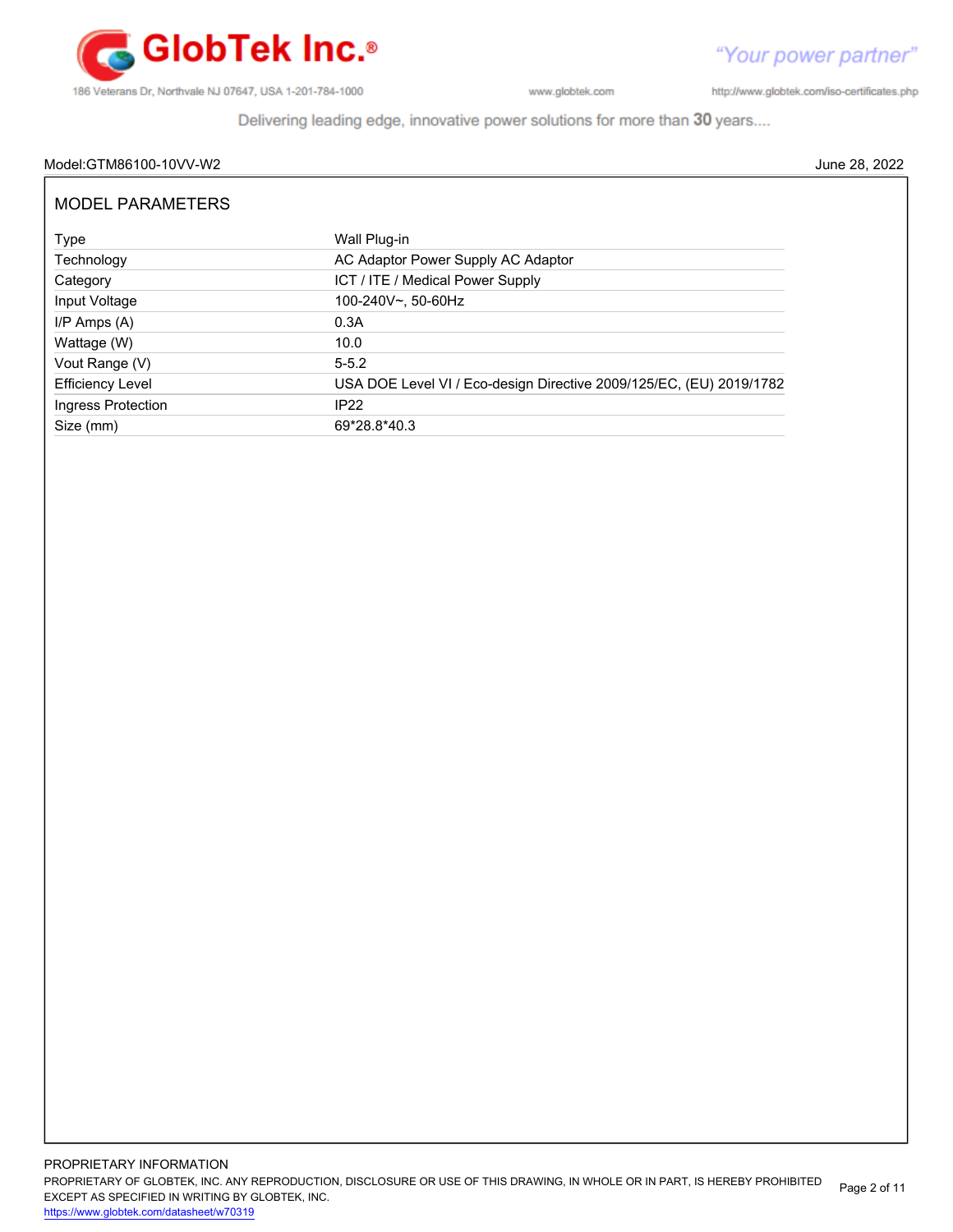Model:GTM86100-10VV-W2 June 28, 2022

## MODEL PARAMETERS

| | |
|---|---|
| Type | Wall Plug-in |
| Technology | AC Adaptor Power Supply AC Adaptor |
| Category | ICT / ITE / Medical Power Supply |
| Input Voltage | 100-240V~, 50-60Hz |
| I/P Amps (A) | 0.3A |
| Wattage (W) | 10.0 |
| Vout Range (V) | 5-5.2 |
| Efficiency Level | USA DOE Level VI / Eco-design Directive 2009/125/EC, (EU) 2019/1782 |
| Ingress Protection | IP22 |
| Size (mm) | 69*28.8*40.3 |

PROPRIETARY INFORMATION
PROPRIETARY OF GLOBTEK, INC. ANY REPRODUCTION, DISCLOSURE OR USE OF THIS DRAWING, IN WHOLE OR IN PART, IS HEREBY PROHIBITED EXCEPT AS SPECIFIED IN WRITING BY GLOBTEK, INC.
https://www.globtek.com/datasheet/w70319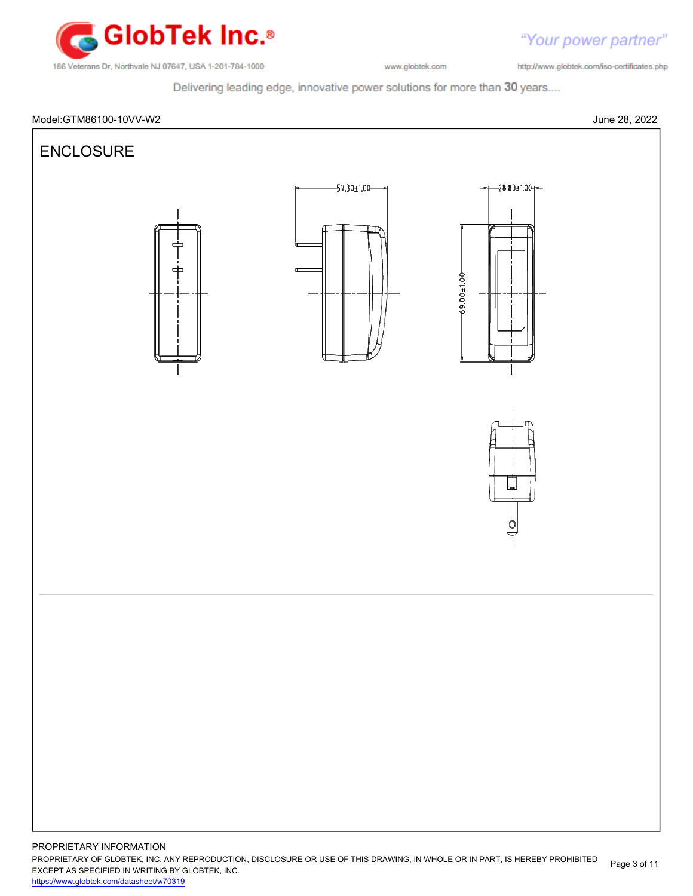Model:GTM86100-10VV-W2

June 28, 2022

## ENCLOSURE

57.30±1.00

28.80±1.00

69.00±1.00

PROPRIETARY INFORMATION

PROPRIETARY OF GLOBTEK, INC. ANY REPRODUCTION, DISCLOSURE OR USE OF THIS DRAWING, IN WHOLE OR IN PART, IS HEREBY PROHIBITED EXCEPT AS SPECIFIED IN WRITING BY GLOBTEK, INC.

https://www.globtek.com/datasheet/w70319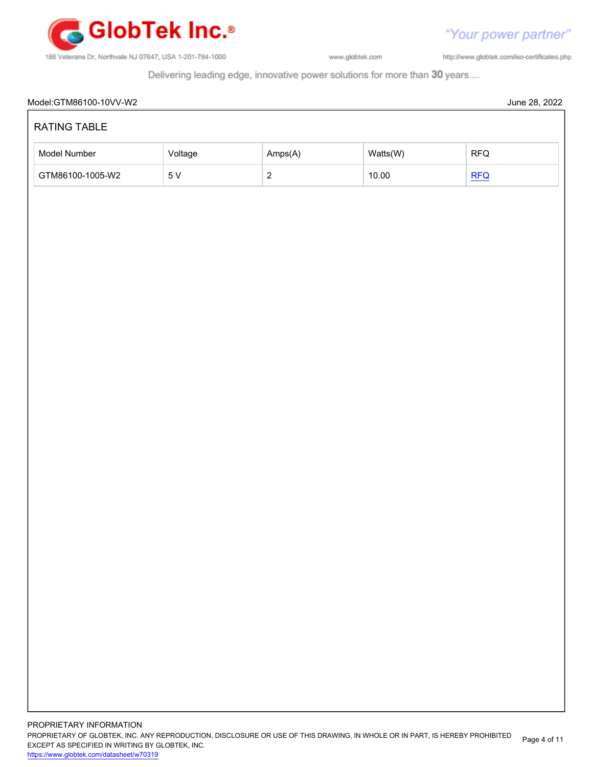Model:GTM86100-10VV-W2 June 28, 2022

## RATING TABLE

| Model Number | Voltage | Amps(A) | Watts(W) | RFQ |
|---|---|---|---|---|
| GTM86100-1005-W2 | 5 V | 2 | 10.00 | RFQ |

PROPRIETARY INFORMATION

PROPRIETARY OF GLOBTEK, INC. ANY REPRODUCTION, DISCLOSURE OR USE OF THIS DRAWING, IN WHOLE OR IN PART, IS HEREBY PROHIBITED EXCEPT AS SPECIFIED IN WRITING BY GLOBTEK, INC.

https://www.globtek.com/datasheet/w70319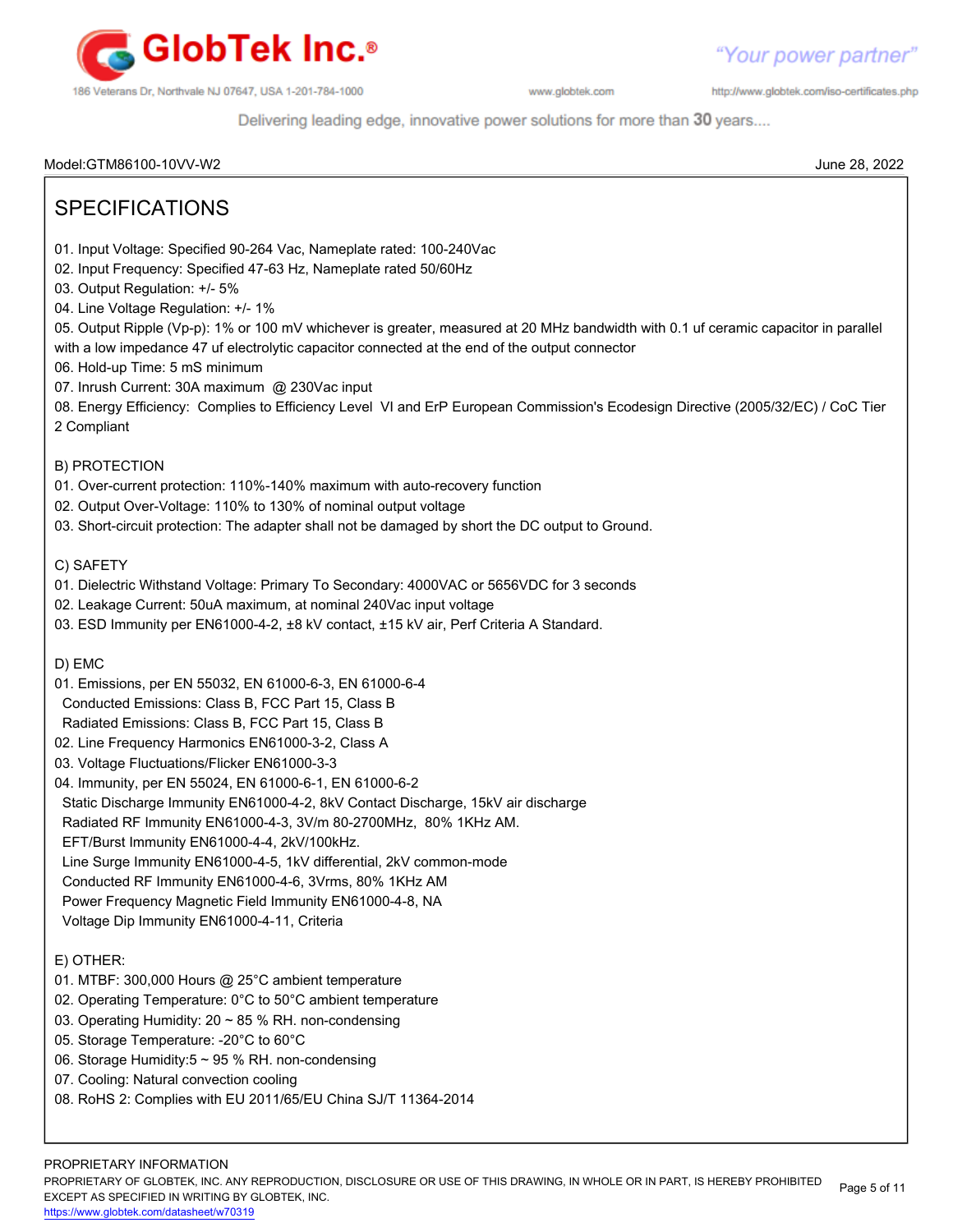Model:GTM86100-10VV-W2 June 28, 2022

# SPECIFICATIONS

01. Input Voltage: Specified 90-264 Vac, Nameplate rated: 100-240Vac
02. Input Frequency: Specified 47-63 Hz, Nameplate rated 50/60Hz
03. Output Regulation: +/- 5%
04. Line Voltage Regulation: +/- 1%
05. Output Ripple (Vp-p): 1% or 100 mV whichever is greater, measured at 20 MHz bandwidth with 0.1 uf ceramic capacitor in parallel with a low impedance 47 uf of electrolytic capacitor connected at the end of the output connector
06. Hold-up Time: 5 mS minimum
07. Inrush Current: 30A maximum @ 230Vac input
08. Energy Efficiency: Complies to Efficiency Level VI and ErP European Commission's Ecodesign Directive (2005/32/EC) / CoC Tier 2 Compliant

## B) PROTECTION

01. Over-current protection: 110%-140% maximum with auto-recovery function
02. Output Over-Voltage: 110% to 130% of nominal output voltage
03. Short-circuit protection: The adapter shall not be damaged by short the DC output to Ground.

## C) SAFETY

01. Dielectric Withstand Voltage: Primary To Secondary: 4000VAC or 5656VDC for 3 seconds
02. Leakage Current: 50uA maximum, at nominal 240Vac input voltage
03. ESD Immunity per EN61000-4-2, ±8 kV contact, ±15 kV air, Perf Criteria A Standard.

## D) EMC

01. Emissions, per EN 55032, EN 61000-6-3, EN 61000-6-4
    - Conducted Emissions: Class B, FCC Part 15, Class B
    - Radiated Emissions: Class B, FCC Part 15, Class B
02. Line Frequency Harmonics EN61000-3-2, Class A
03. Voltage Fluctuations/Flicker EN61000-3-3
04. Immunity, per EN 55024, EN 61000-6-1, EN 61000-6-2
    - Static Discharge Immunity EN61000-4-2, 8kV Contact Discharge, 15kV air discharge
    - Radiated RF Immunity EN61000-4-3, 3V/m 80-2700MHz, 80% 1KHz AM.
    - EFT/Burst Immunity EN61000-4-4, 2kV/100kHz.
    - Line Surge Immunity EN61000-4-5, 1kV differential, 2kV common-mode
    - Conducted RF Immunity EN61000-4-6, 3Vrms, 80% 1KHz AM
    - Power Frequency Magnetic Field Immunity EN61000-4-8, NA
    - Voltage Dip Immunity EN61000-4-11, Criteria

## E) OTHER:

01. MTBF: 300,000 Hours @ 25°C ambient temperature
02. Operating Temperature: 0°C to 50°C ambient temperature
03. Operating Humidity: 20 ~ 85 % RH. non-condensing
05. Storage Temperature: -20°C to 60°C
06. Storage Humidity:5 ~ 95 % RH. non-condensing
07. Cooling: Natural convection cooling
08. RoHS 2: Complies with EU 2011/65/EU China SJ/T 11364-2014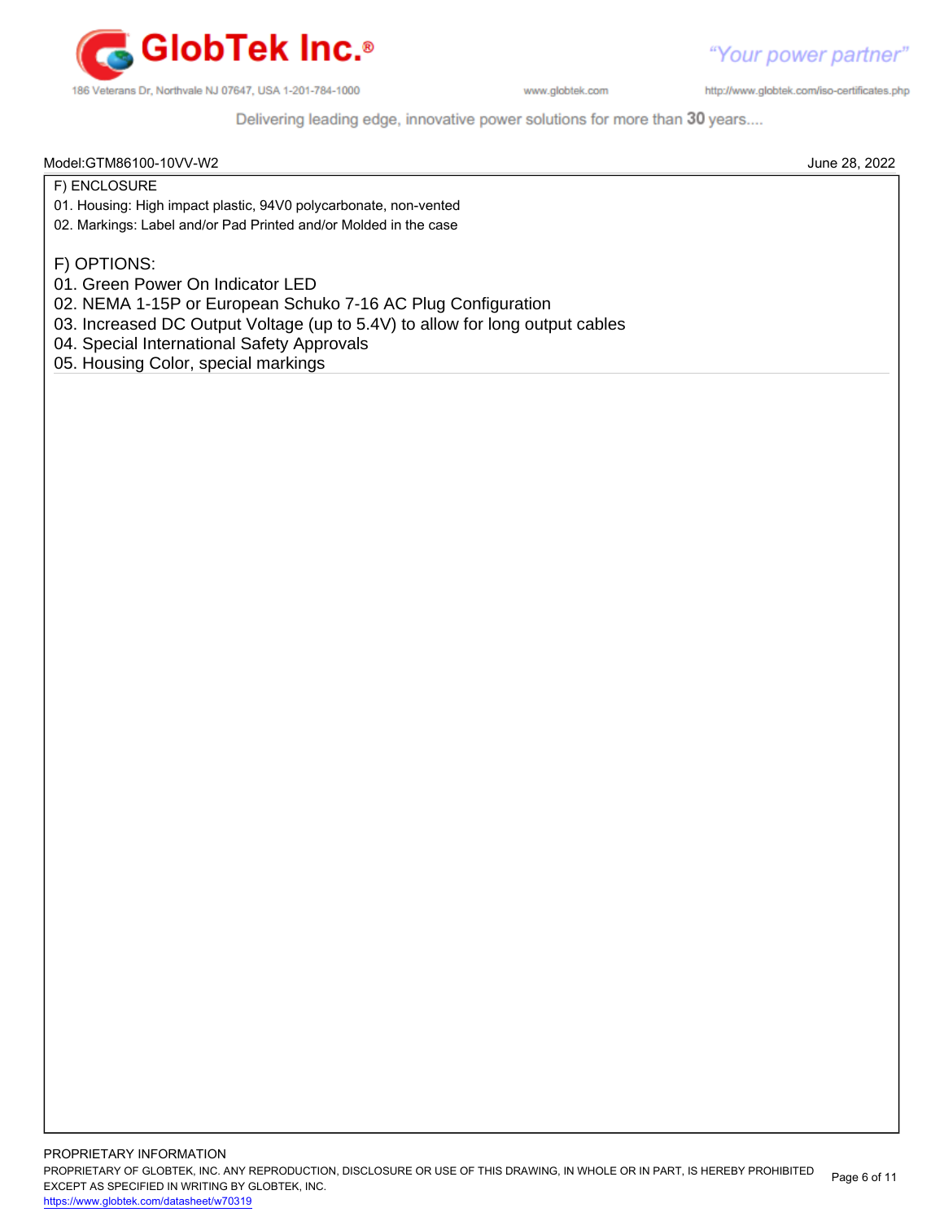Model:GTM86100-10VV-W2 June 28, 2022

## F) ENCLOSURE

01. Housing: High impact plastic, 94V0 polycarbonate, non-vented

02. Markings: Label and/or Pad Printed and/or Molded in the case

## F) OPTIONS:

01. Green Power On Indicator LED

02. NEMA 1-15P or European Schuko 7-16 AC Plug Configuration

03. Increased DC Output Voltage (up to 5.4V) to allow for long output cables

04. Special International Safety Approvals

05. Housing Color, special markings

PROPRIETARY INFORMATION

PROPRIETARY OF GLOBTEK, INC. ANY REPRODUCTION, DISCLOSURE OR USE OF THIS DRAWING, IN WHOLE OR IN PART, IS HEREBY PROHIBITED EXCEPT AS SPECIFIED IN WRITING BY GLOBTEK, INC.

https://www.globtek.com/datasheet/w70319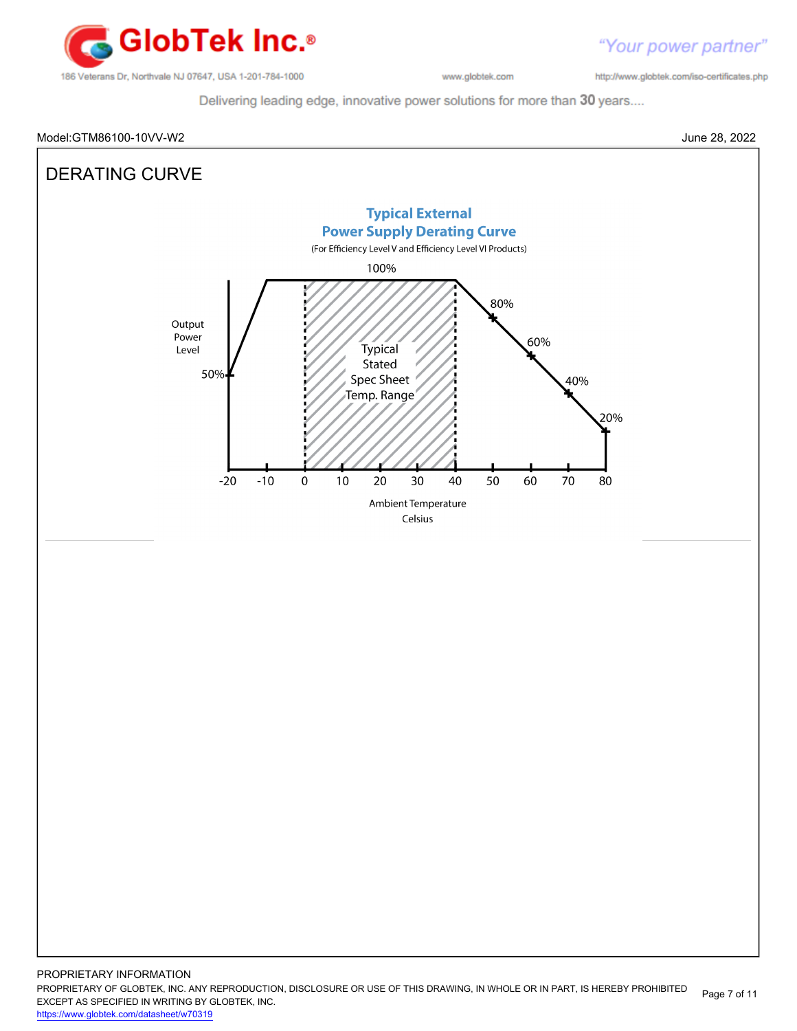Model:GTM86100-10VV-W2

June 28, 2022

# DERATING CURVE

**Typical External**
**Power Supply Derating Curve**
(For Efficiency Level V and Efficiency Level VI Products)

100%

Output Power Level

50%

80%

60%

40%

20%

Typical Stated Spec Sheet Temp. Range

-20 -10 0 10 20 30 40 50 60 70 80

Ambient Temperature Celsius

PROPRIETARY INFORMATION

PROPRIETARY OF GLOBTEK, INC. ANY REPRODUCTION, DISCLOSURE OR USE OF THIS DRAWING, IN WHOLE OR IN PART, IS HEREBY PROHIBITED EXCEPT AS SPECIFIED IN WRITING BY GLOBTEK, INC.

https://www.globtek.com/datasheet/w70319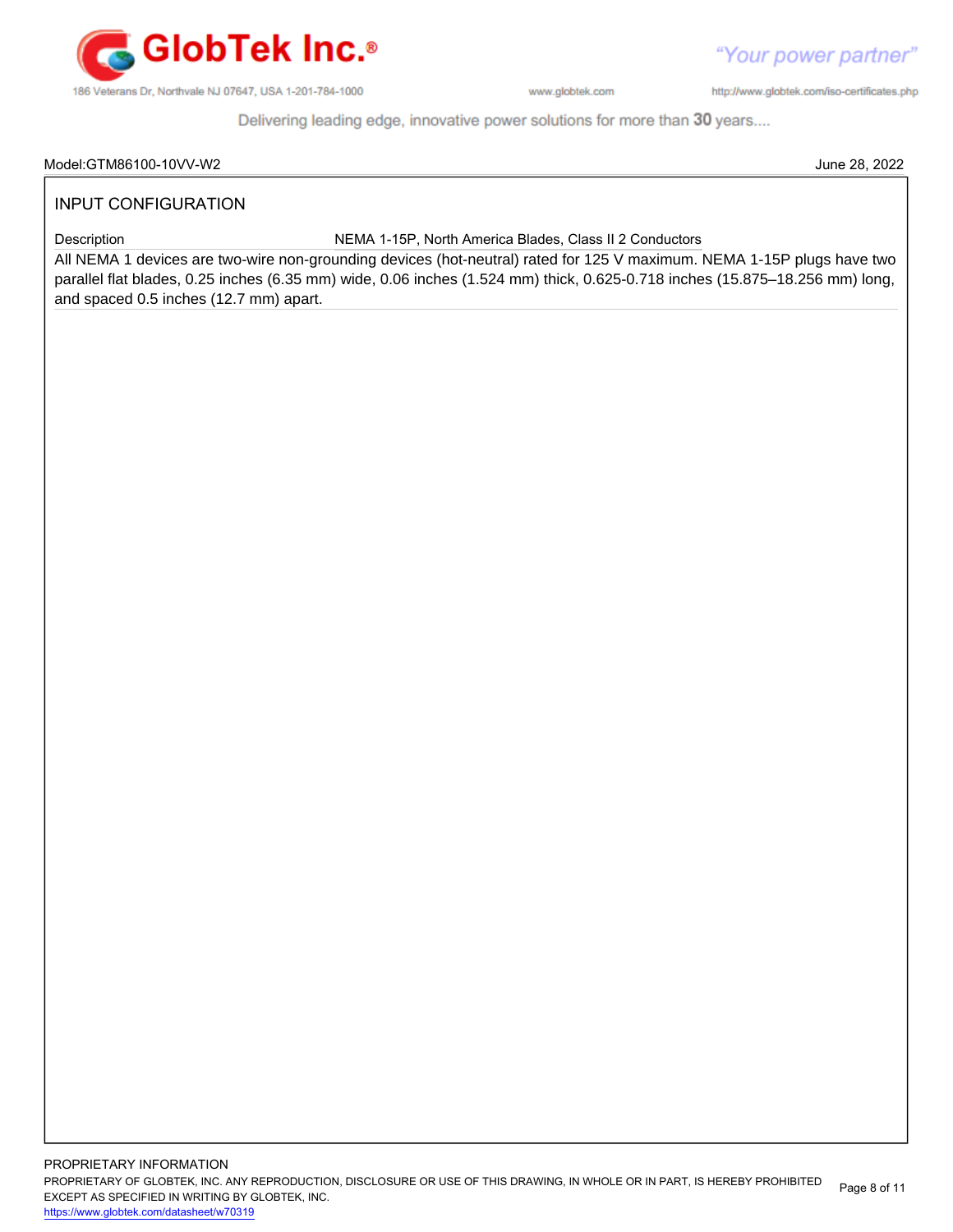Model:GTM86100-10VV-W2 June 28, 2022

## INPUT CONFIGURATION

| Description | NEMA 1-15P, North America Blades, Class II 2 Conductors |
|---|---|

All NEMA 1 devices are two-wire non-grounding devices (hot-neutral) rated for 125 V maximum. NEMA 1-15P plugs have two parallel flat blades, 0.25 inches (6.35 mm) wide, 0.06 inches (1.524 mm) thick, 0.625-0.718 inches (15.875–18.256 mm) long, and spaced 0.5 inches (12.7 mm) apart.

PROPRIETARY INFORMATION

PROPRIETARY OF GLOBTEK, INC. ANY REPRODUCTION, DISCLOSURE OR USE OF THIS DRAWING, IN WHOLE OR IN PART, IS HEREBY PROHIBITED EXCEPT AS SPECIFIED IN WRITING BY GLOBTEK, INC.

https://www.globtek.com/datasheet/w70319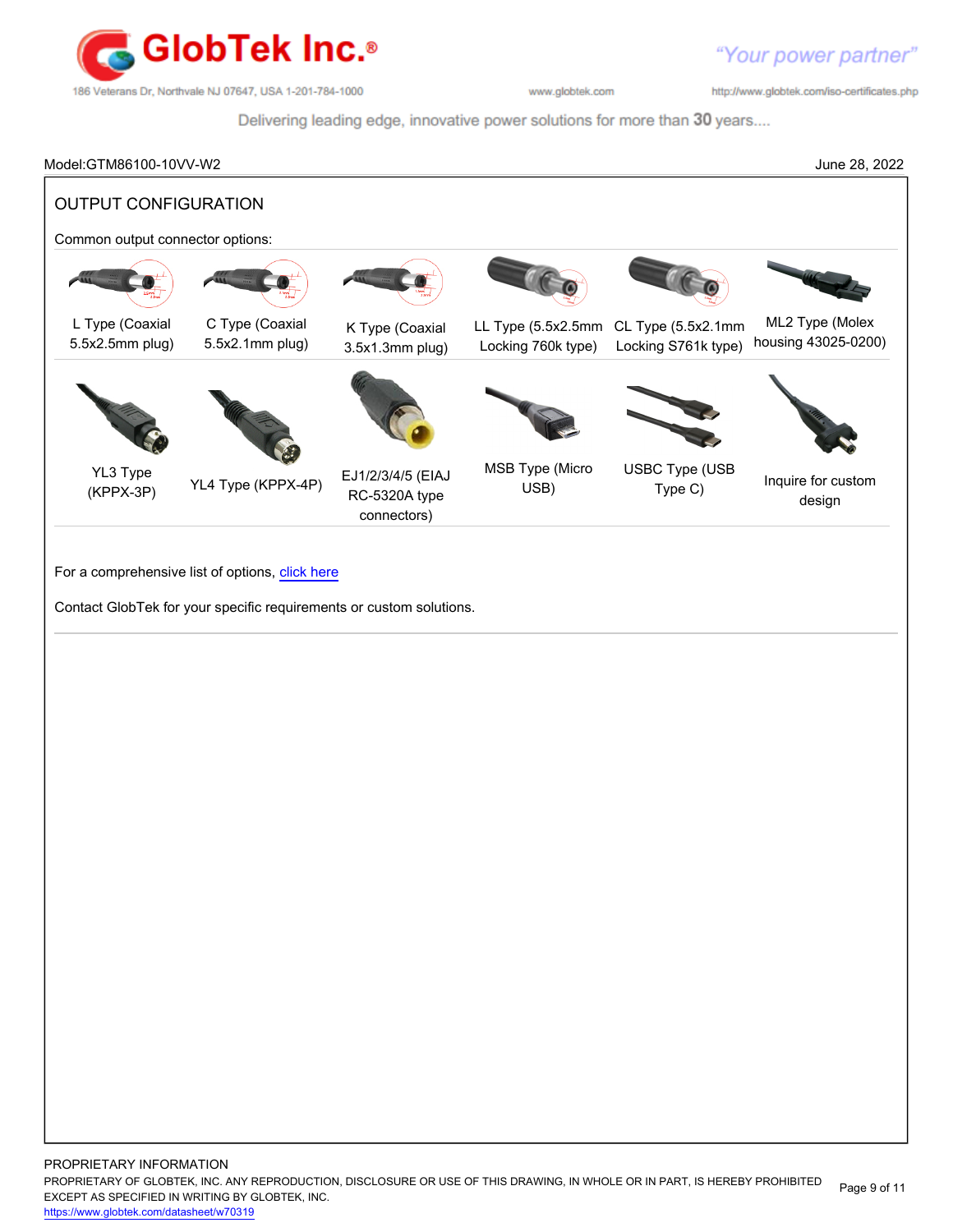Model:GTM86100-10VV-W2 June 28, 2022

## OUTPUT CONFIGURATION

Common output connector options:

| | | | | | |
|---|---|---|---|---|---|
| L Type (Coaxial 5.5x2.5mm plug) | C Type (Coaxial 5.5x2.1mm plug) | K Type (Coaxial 3.5x1.3mm plug) | LL Type (5.5x2.5mm Locking 760k type) | CL Type (5.5x2.1mm Locking S761k type) | ML2 Type (Molex housing 43025-0200) |
| YL3 Type (KPPX-3P) | YL4 Type (KPPX-4P) | EJ1/2/3/4/5 (EIAJ RC-5320A type connectors) | MSB Type (Micro USB) | USBC Type (USB Type C) | Inquire for custom design |

For a comprehensive list of options, click here

Contact GlobTek for your specific requirements or custom solutions.

PROPRIETARY INFORMATION
PROPRIETARY OF GLOBTEK, INC. ANY REPRODUCTION, DISCLOSURE OR USE OF THIS DRAWING, IN WHOLE OR IN PART, IS HEREBY PROHIBITED EXCEPT AS SPECIFIED IN WRITING BY GLOBTEK, INC.
https://www.globtek.com/datasheet/w70319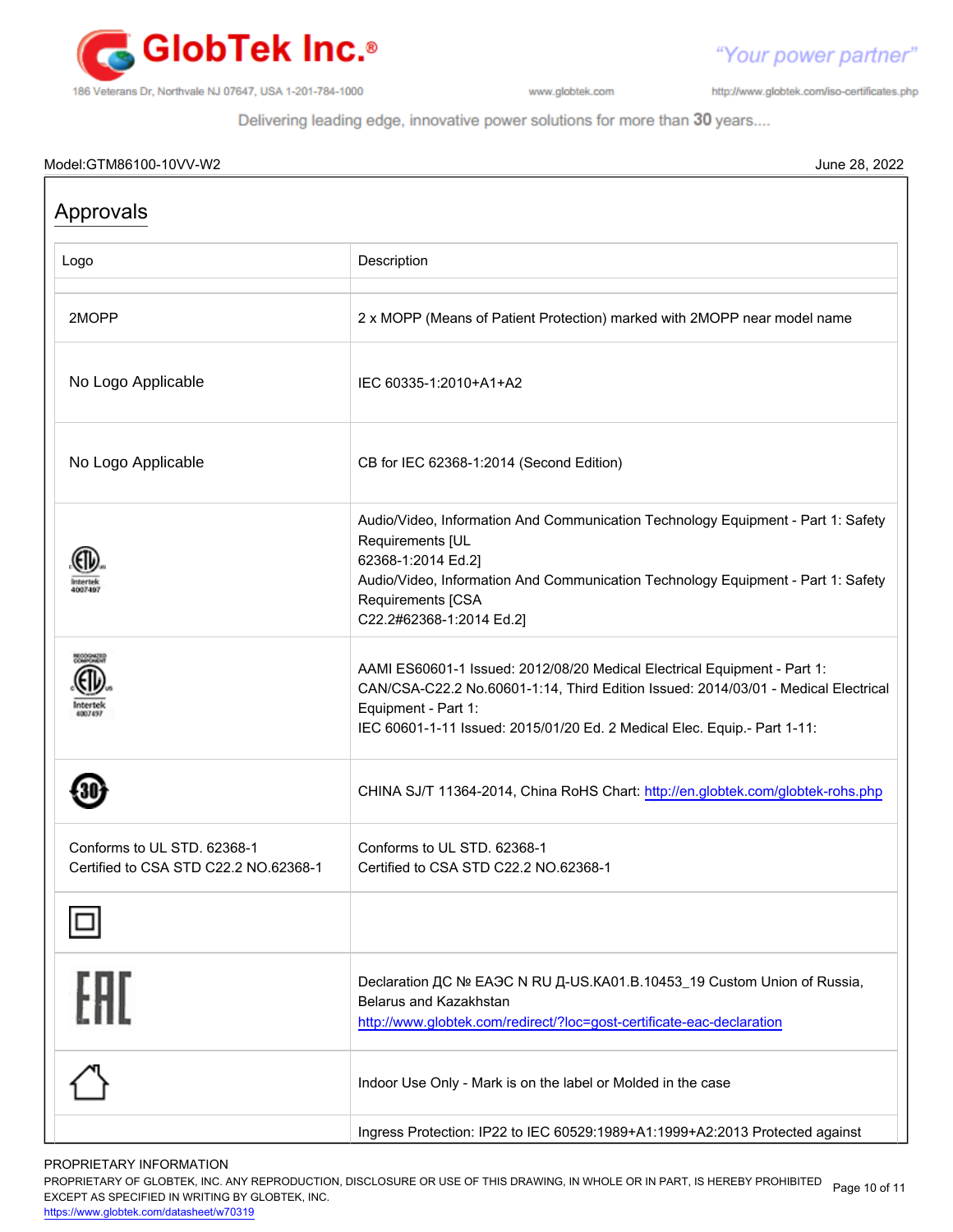Model:GTM86100-10VV-W2 June 28, 2022

## Approvals

| Logo | Description |
|---|---|
| | |
| 2MOPP | 2 x MOPP (Means of Patient Protection) marked with 2MOPP near model name |
| No Logo Applicable | IEC 60335-1:2010+A1+A2 |
| No Logo Applicable | CB for IEC 62368-1:2014 (Second Edition) |
| | Audio/Video, Information And Communication Technology Equipment - Part 1: Safety Requirements [UL 62368-1:2014 Ed.2]<br>Audio/Video, Information And Communication Technology Equipment - Part 1: Safety Requirements [CSA C22.2#62368-1:2014 Ed.2] |
| | AAMI ES60601-1 Issued: 2012/08/20 Medical Electrical Equipment - Part 1:<br>CAN/CSA-C22.2 No.60601-1:14, Third Edition Issued: 2014/03/01 - Medical Electrical Equipment - Part 1:<br>IEC 60601-1-11 Issued: 2015/01/20 Ed. 2 Medical Elec. Equip.- Part 1-11: |
| | CHINA SJ/T 11364-2014, China RoHS Chart: http://en.globtek.com/globtek-rohs.php |
| Conforms to UL STD. 62368-1<br>Certified to CSA STD C22.2 NO.62368-1 | Conforms to UL STD. 62368-1<br>Certified to CSA STD C22.2 NO.62368-1 |
| | |
| | Declaration ДС № ЕАЭС N RU Д-US.KA01.B.10453_19 Custom Union of Russia, Belarus and Kazakhstan<br>http://www.globtek.com/redirect/?loc=gost-certificate-eac-declaration |
| | Indoor Use Only - Mark is on the label or Molded in the case |
| | Ingress Protection: IP22 to IEC 60529:1989+A1:1999+A2:2013 Protected against |

PROPRIETARY INFORMATION
PROPRIETARY OF GLOBTEK, INC. ANY REPRODUCTION, DISCLOSURE OR USE OF THIS DRAWING, IN WHOLE OR IN PART, IS HEREBY PROHIBITED EXCEPT AS SPECIFIED IN WRITING BY GLOBTEK, INC.
https://www.globtek.com/datasheet/w70319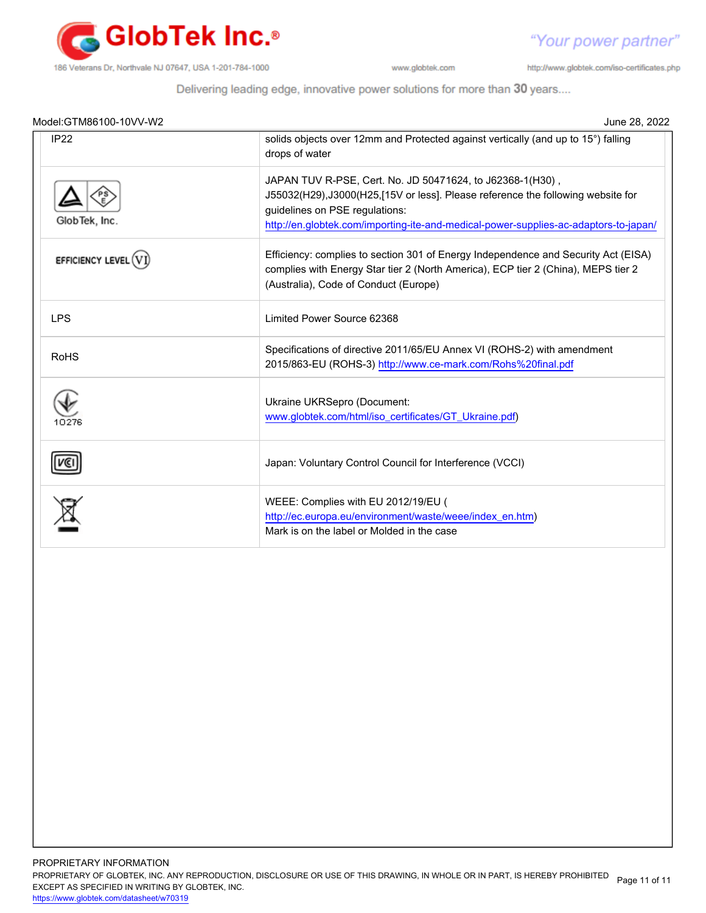Model:GTM86100-10VV-W2 June 28, 2022

| | |
|---|---|
| IP22 | solids objects over 12mm and Protected against vertically (and up to 15°) falling drops of water |
| GlobTek, Inc. | JAPAN TUV R-PSE, Cert. No. JD 50471624, to J62368-1(H30) , J55032(H29),J3000(H25,[15V or less]. Please reference the following website for guidelines on PSE regulations: http://en.globtek.com/importing-ite-and-medical-power-supplies-ac-adaptors-to-japan/ |
| EFFICIENCY LEVEL VI | Efficiency: complies to section 301 of Energy Independence and Security Act (EISA) complies with Energy Star tier 2 (North America), ECP tier 2 (China), MEPS tier 2 (Australia), Code of Conduct (Europe) |
| LPS | Limited Power Source 62368 |
| RoHS | Specifications of directive 2011/65/EU Annex VI (ROHS-2) with amendment 2015/863-EU (ROHS-3) http://www.ce-mark.com/Rohs%20final.pdf |
| 10276 | Ukraine UKRSepro (Document: www.globtek.com/html/iso_certificates/GT_Ukraine.pdf) |
| VCCI | Japan: Voluntary Control Council for Interference (VCCI) |
| | WEEE: Complies with EU 2012/19/EU ( http://ec.europa.eu/environment/waste/weee/index_en.htm) Mark is on the label or Molded in the case |

PROPRIETARY INFORMATION

PROPRIETARY OF GLOBTEK, INC. ANY REPRODUCTION, DISCLOSURE OR USE OF THIS DRAWING, IN WHOLE OR IN PART, IS HEREBY PROHIBITED EXCEPT AS SPECIFIED IN WRITING BY GLOBTEK, INC.

https://www.globtek.com/datasheet/w70319